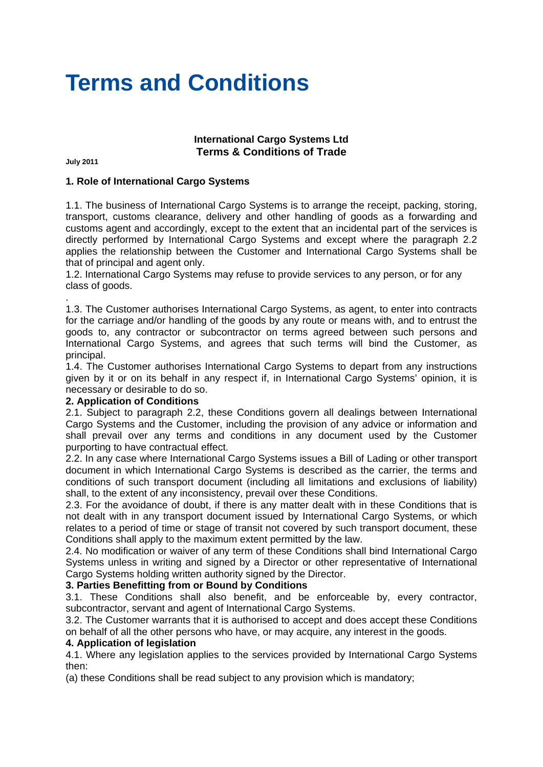# Terms and Conditions

**International Cargo Systems Ltd**
**Terms & Conditions of Trade**

**July 2011**

### 1. Role of International Cargo Systems

1.1. The business of International Cargo Systems is to arrange the receipt, packing, storing, transport, customs clearance, delivery and other handling of goods as a forwarding and customs agent and accordingly, except to the extent that an incidental part of the services is directly performed by International Cargo Systems and except where the paragraph 2.2 applies the relationship between the Customer and International Cargo Systems shall be that of principal and agent only.

1.2. International Cargo Systems may refuse to provide services to any person, or for any class of goods.

.

1.3. The Customer authorises International Cargo Systems, as agent, to enter into contracts for the carriage and/or handling of the goods by any route or means with, and to entrust the goods to, any contractor or subcontractor on terms agreed between such persons and International Cargo Systems, and agrees that such terms will bind the Customer, as principal.

1.4. The Customer authorises International Cargo Systems to depart from any instructions given by it or on its behalf in any respect if, in International Cargo Systems' opinion, it is necessary or desirable to do so.

### 2. Application of Conditions

2.1. Subject to paragraph 2.2, these Conditions govern all dealings between International Cargo Systems and the Customer, including the provision of any advice or information and shall prevail over any terms and conditions in any document used by the Customer purporting to have contractual effect.

2.2. In any case where International Cargo Systems issues a Bill of Lading or other transport document in which International Cargo Systems is described as the carrier, the terms and conditions of such transport document (including all limitations and exclusions of liability) shall, to the extent of any inconsistency, prevail over these Conditions.

2.3. For the avoidance of doubt, if there is any matter dealt with in these Conditions that is not dealt with in any transport document issued by International Cargo Systems, or which relates to a period of time or stage of transit not covered by such transport document, these Conditions shall apply to the maximum extent permitted by the law.

2.4. No modification or waiver of any term of these Conditions shall bind International Cargo Systems unless in writing and signed by a Director or other representative of International Cargo Systems holding written authority signed by the Director.

### 3. Parties Benefitting from or Bound by Conditions

3.1. These Conditions shall also benefit, and be enforceable by, every contractor, subcontractor, servant and agent of International Cargo Systems.

3.2. The Customer warrants that it is authorised to accept and does accept these Conditions on behalf of all the other persons who have, or may acquire, any interest in the goods.

### 4. Application of legislation

4.1. Where any legislation applies to the services provided by International Cargo Systems then:

(a) these Conditions shall be read subject to any provision which is mandatory;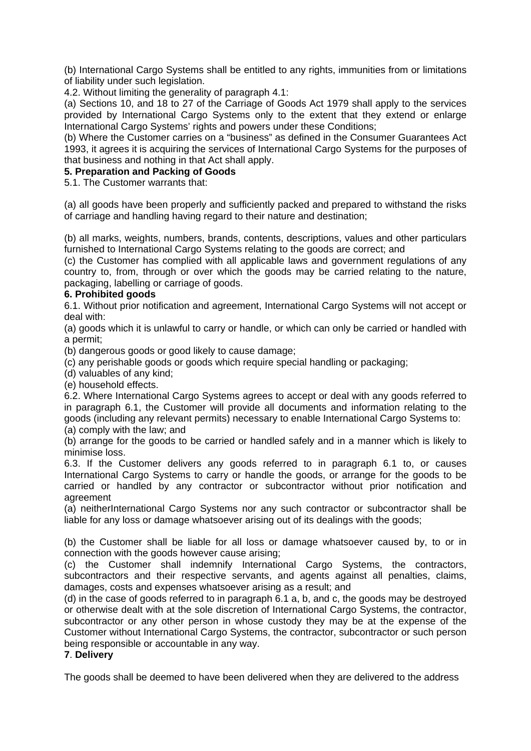(b) International Cargo Systems shall be entitled to any rights, immunities from or limitations of liability under such legislation.

4.2. Without limiting the generality of paragraph 4.1:

(a) Sections 10, and 18 to 27 of the Carriage of Goods Act 1979 shall apply to the services provided by International Cargo Systems only to the extent that they extend or enlarge International Cargo Systems' rights and powers under these Conditions;

(b) Where the Customer carries on a "business" as defined in the Consumer Guarantees Act 1993, it agrees it is acquiring the services of International Cargo Systems for the purposes of that business and nothing in that Act shall apply.

**5. Preparation and Packing of Goods**

5.1. The Customer warrants that:

(a) all goods have been properly and sufficiently packed and prepared to withstand the risks of carriage and handling having regard to their nature and destination;

(b) all marks, weights, numbers, brands, contents, descriptions, values and other particulars furnished to International Cargo Systems relating to the goods are correct; and

(c) the Customer has complied with all applicable laws and government regulations of any country to, from, through or over which the goods may be carried relating to the nature, packaging, labelling or carriage of goods.

**6. Prohibited goods**

6.1. Without prior notification and agreement, International Cargo Systems will not accept or deal with:

(a) goods which it is unlawful to carry or handle, or which can only be carried or handled with a permit;

(b) dangerous goods or good likely to cause damage;

(c) any perishable goods or goods which require special handling or packaging;

(d) valuables of any kind;

(e) household effects.

6.2. Where International Cargo Systems agrees to accept or deal with any goods referred to in paragraph 6.1, the Customer will provide all documents and information relating to the goods (including any relevant permits) necessary to enable International Cargo Systems to:

(a) comply with the law; and

(b) arrange for the goods to be carried or handled safely and in a manner which is likely to minimise loss.

6.3. If the Customer delivers any goods referred to in paragraph 6.1 to, or causes International Cargo Systems to carry or handle the goods, or arrange for the goods to be carried or handled by any contractor or subcontractor without prior notification and agreement

(a) neitherInternational Cargo Systems nor any such contractor or subcontractor shall be liable for any loss or damage whatsoever arising out of its dealings with the goods;

(b) the Customer shall be liable for all loss or damage whatsoever caused by, to or in connection with the goods however cause arising;

(c) the Customer shall indemnify International Cargo Systems, the contractors, subcontractors and their respective servants, and agents against all penalties, claims, damages, costs and expenses whatsoever arising as a result; and

(d) in the case of goods referred to in paragraph 6.1 a, b, and c, the goods may be destroyed or otherwise dealt with at the sole discretion of International Cargo Systems, the contractor, subcontractor or any other person in whose custody they may be at the expense of the Customer without International Cargo Systems, the contractor, subcontractor or such person being responsible or accountable in any way.

**7**. **Delivery**

The goods shall be deemed to have been delivered when they are delivered to the address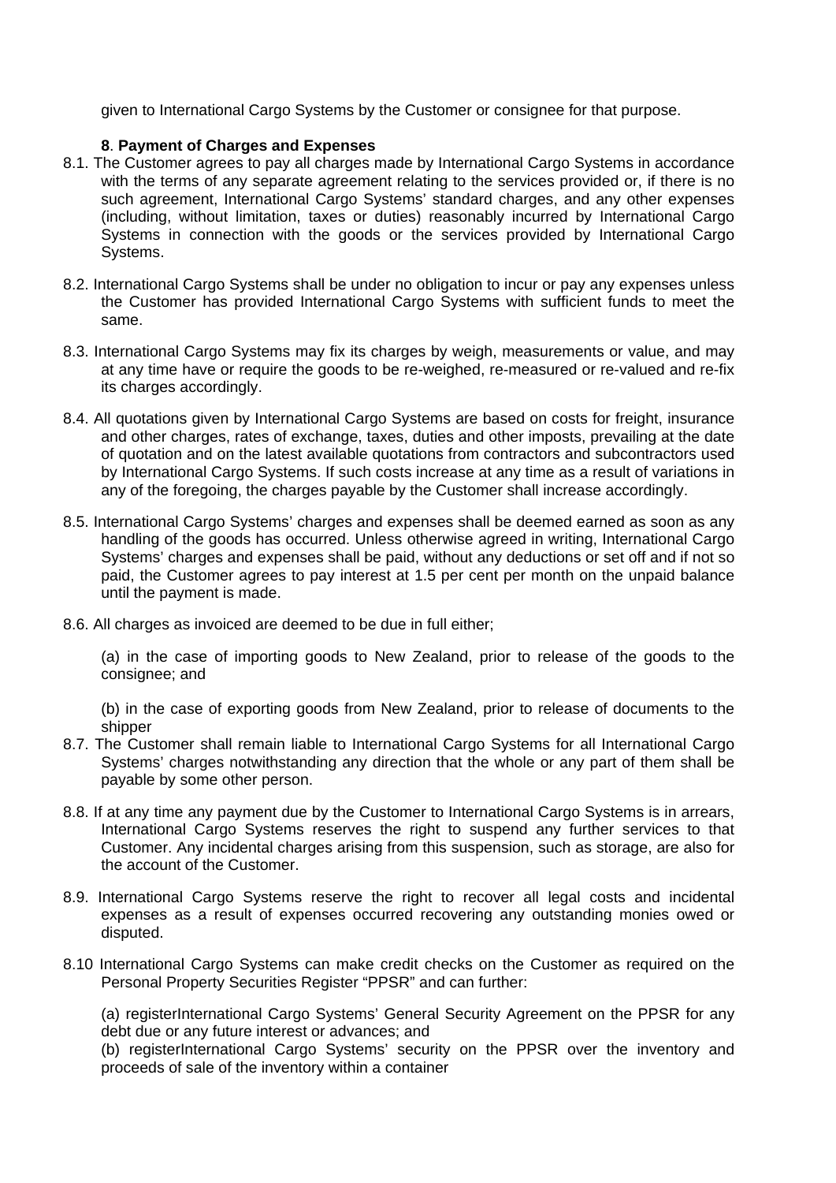given to International Cargo Systems by the Customer or consignee for that purpose.

**8**. **Payment of Charges and Expenses**

8.1. The Customer agrees to pay all charges made by International Cargo Systems in accordance with the terms of any separate agreement relating to the services provided or, if there is no such agreement, International Cargo Systems' standard charges, and any other expenses (including, without limitation, taxes or duties) reasonably incurred by International Cargo Systems in connection with the goods or the services provided by International Cargo Systems.

8.2. International Cargo Systems shall be under no obligation to incur or pay any expenses unless the Customer has provided International Cargo Systems with sufficient funds to meet the same.

8.3. International Cargo Systems may fix its charges by weigh, measurements or value, and may at any time have or require the goods to be re-weighed, re-measured or re-valued and re-fix its charges accordingly.

8.4. All quotations given by International Cargo Systems are based on costs for freight, insurance and other charges, rates of exchange, taxes, duties and other imposts, prevailing at the date of quotation and on the latest available quotations from contractors and subcontractors used by International Cargo Systems. If such costs increase at any time as a result of variations in any of the foregoing, the charges payable by the Customer shall increase accordingly.

8.5. International Cargo Systems' charges and expenses shall be deemed earned as soon as any handling of the goods has occurred. Unless otherwise agreed in writing, International Cargo Systems' charges and expenses shall be paid, without any deductions or set off and if not so paid, the Customer agrees to pay interest at 1.5 per cent per month on the unpaid balance until the payment is made.

8.6. All charges as invoiced are deemed to be due in full either;

(a) in the case of importing goods to New Zealand, prior to release of the goods to the consignee; and

(b) in the case of exporting goods from New Zealand, prior to release of documents to the shipper

8.7. The Customer shall remain liable to International Cargo Systems for all International Cargo Systems' charges notwithstanding any direction that the whole or any part of them shall be payable by some other person.

8.8. If at any time any payment due by the Customer to International Cargo Systems is in arrears, International Cargo Systems reserves the right to suspend any further services to that Customer. Any incidental charges arising from this suspension, such as storage, are also for the account of the Customer.

8.9. International Cargo Systems reserve the right to recover all legal costs and incidental expenses as a result of expenses occurred recovering any outstanding monies owed or disputed.

8.10 International Cargo Systems can make credit checks on the Customer as required on the Personal Property Securities Register "PPSR" and can further:

(a) registerInternational Cargo Systems' General Security Agreement on the PPSR for any debt due or any future interest or advances; and

(b) registerInternational Cargo Systems' security on the PPSR over the inventory and proceeds of sale of the inventory within a container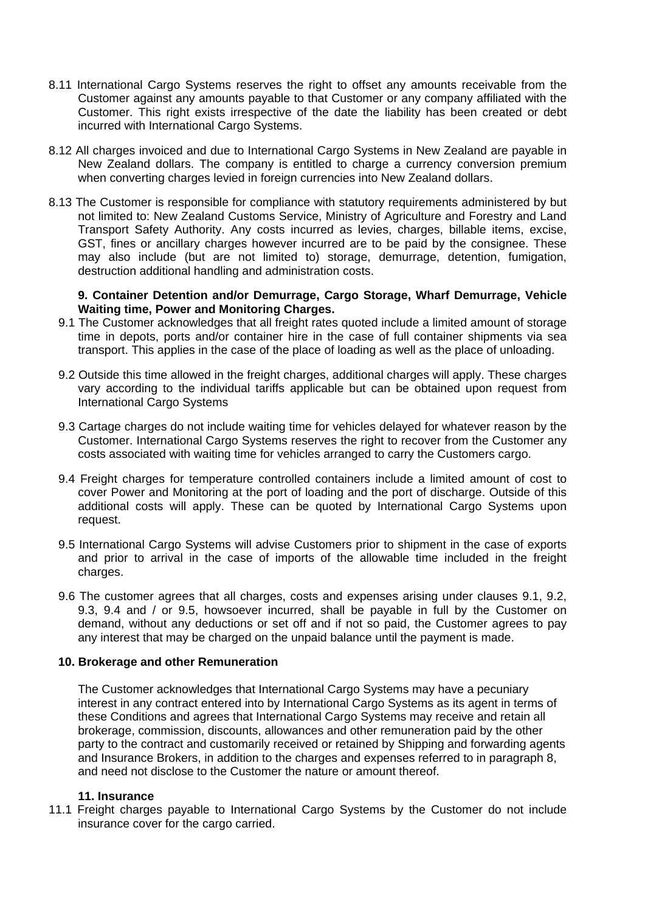8.11 International Cargo Systems reserves the right to offset any amounts receivable from the Customer against any amounts payable to that Customer or any company affiliated with the Customer. This right exists irrespective of the date the liability has been created or debt incurred with International Cargo Systems.

8.12 All charges invoiced and due to International Cargo Systems in New Zealand are payable in New Zealand dollars. The company is entitled to charge a currency conversion premium when converting charges levied in foreign currencies into New Zealand dollars.

8.13 The Customer is responsible for compliance with statutory requirements administered by but not limited to: New Zealand Customs Service, Ministry of Agriculture and Forestry and Land Transport Safety Authority. Any costs incurred as levies, charges, billable items, excise, GST, fines or ancillary charges however incurred are to be paid by the consignee. These may also include (but are not limited to) storage, demurrage, detention, fumigation, destruction additional handling and administration costs.

**9. Container Detention and/or Demurrage, Cargo Storage, Wharf Demurrage, Vehicle Waiting time, Power and Monitoring Charges.**

9.1 The Customer acknowledges that all freight rates quoted include a limited amount of storage time in depots, ports and/or container hire in the case of full container shipments via sea transport. This applies in the case of the place of loading as well as the place of unloading.

9.2 Outside this time allowed in the freight charges, additional charges will apply. These charges vary according to the individual tariffs applicable but can be obtained upon request from International Cargo Systems

9.3 Cartage charges do not include waiting time for vehicles delayed for whatever reason by the Customer. International Cargo Systems reserves the right to recover from the Customer any costs associated with waiting time for vehicles arranged to carry the Customers cargo.

9.4 Freight charges for temperature controlled containers include a limited amount of cost to cover Power and Monitoring at the port of loading and the port of discharge. Outside of this additional costs will apply. These can be quoted by International Cargo Systems upon request.

9.5 International Cargo Systems will advise Customers prior to shipment in the case of exports and prior to arrival in the case of imports of the allowable time included in the freight charges.

9.6 The customer agrees that all charges, costs and expenses arising under clauses 9.1, 9.2, 9.3, 9.4 and / or 9.5, howsoever incurred, shall be payable in full by the Customer on demand, without any deductions or set off and if not so paid, the Customer agrees to pay any interest that may be charged on the unpaid balance until the payment is made.

**10. Brokerage and other Remuneration**

The Customer acknowledges that International Cargo Systems may have a pecuniary interest in any contract entered into by International Cargo Systems as its agent in terms of these Conditions and agrees that International Cargo Systems may receive and retain all brokerage, commission, discounts, allowances and other remuneration paid by the other party to the contract and customarily received or retained by Shipping and forwarding agents and Insurance Brokers, in addition to the charges and expenses referred to in paragraph 8, and need not disclose to the Customer the nature or amount thereof.

**11. Insurance**

11.1 Freight charges payable to International Cargo Systems by the Customer do not include insurance cover for the cargo carried.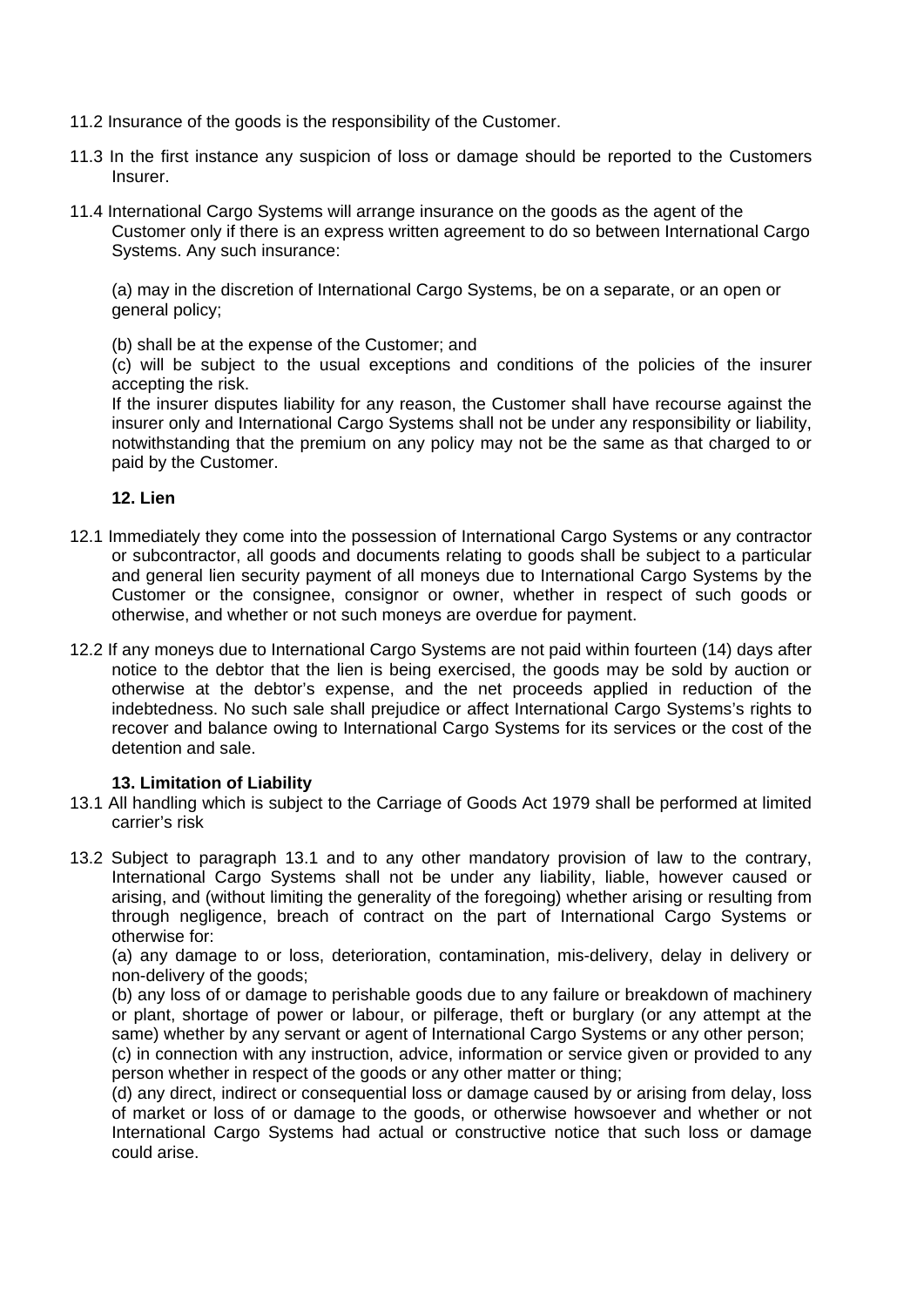11.2 Insurance of the goods is the responsibility of the Customer.

11.3 In the first instance any suspicion of loss or damage should be reported to the Customers Insurer.

11.4 International Cargo Systems will arrange insurance on the goods as the agent of the Customer only if there is an express written agreement to do so between International Cargo Systems. Any such insurance:

(a) may in the discretion of International Cargo Systems, be on a separate, or an open or general policy;

(b) shall be at the expense of the Customer; and

(c) will be subject to the usual exceptions and conditions of the policies of the insurer accepting the risk.

If the insurer disputes liability for any reason, the Customer shall have recourse against the insurer only and International Cargo Systems shall not be under any responsibility or liability, notwithstanding that the premium on any policy may not be the same as that charged to or paid by the Customer.

**12. Lien**

12.1 Immediately they come into the possession of International Cargo Systems or any contractor or subcontractor, all goods and documents relating to goods shall be subject to a particular and general lien security payment of all moneys due to International Cargo Systems by the Customer or the consignee, consignor or owner, whether in respect of such goods or otherwise, and whether or not such moneys are overdue for payment.

12.2 If any moneys due to International Cargo Systems are not paid within fourteen (14) days after notice to the debtor that the lien is being exercised, the goods may be sold by auction or otherwise at the debtor's expense, and the net proceeds applied in reduction of the indebtedness. No such sale shall prejudice or affect International Cargo Systems's rights to recover and balance owing to International Cargo Systems for its services or the cost of the detention and sale.

**13. Limitation of Liability**

13.1 All handling which is subject to the Carriage of Goods Act 1979 shall be performed at limited carrier's risk

13.2 Subject to paragraph 13.1 and to any other mandatory provision of law to the contrary, International Cargo Systems shall not be under any liability, liable, however caused or arising, and (without limiting the generality of the foregoing) whether arising or resulting from through negligence, breach of contract on the part of International Cargo Systems or otherwise for:

(a) any damage to or loss, deterioration, contamination, mis-delivery, delay in delivery or non-delivery of the goods;

(b) any loss of or damage to perishable goods due to any failure or breakdown of machinery or plant, shortage of power or labour, or pilferage, theft or burglary (or any attempt at the same) whether by any servant or agent of International Cargo Systems or any other person;

(c) in connection with any instruction, advice, information or service given or provided to any person whether in respect of the goods or any other matter or thing;

(d) any direct, indirect or consequential loss or damage caused by or arising from delay, loss of market or loss of or damage to the goods, or otherwise howsoever and whether or not International Cargo Systems had actual or constructive notice that such loss or damage could arise.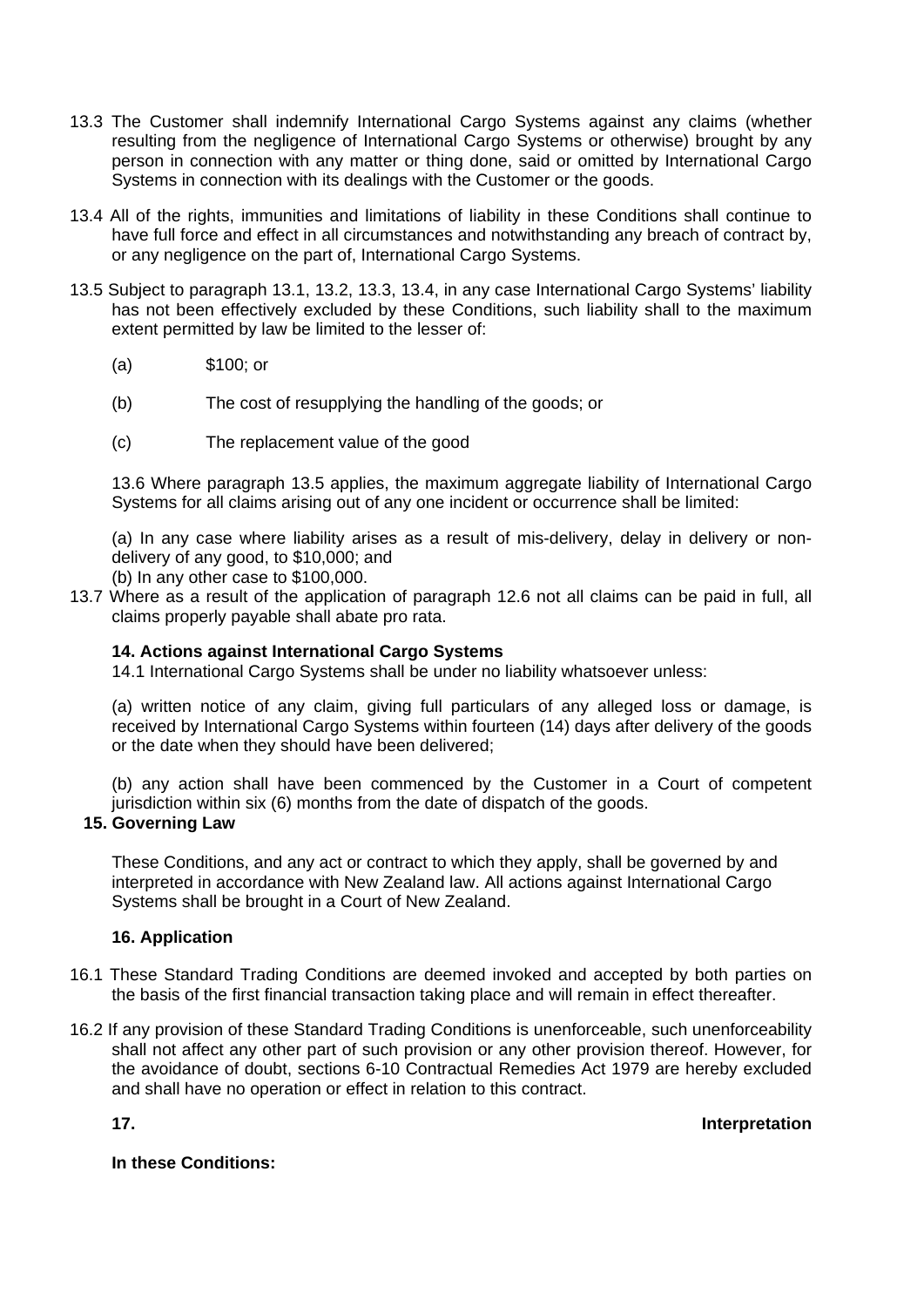13.3 The Customer shall indemnify International Cargo Systems against any claims (whether resulting from the negligence of International Cargo Systems or otherwise) brought by any person in connection with any matter or thing done, said or omitted by International Cargo Systems in connection with its dealings with the Customer or the goods.

13.4 All of the rights, immunities and limitations of liability in these Conditions shall continue to have full force and effect in all circumstances and notwithstanding any breach of contract by, or any negligence on the part of, International Cargo Systems.

13.5 Subject to paragraph 13.1, 13.2, 13.3, 13.4, in any case International Cargo Systems' liability has not been effectively excluded by these Conditions, such liability shall to the maximum extent permitted by law be limited to the lesser of:

(a) $100; or

(b) The cost of resupplying the handling of the goods; or

(c) The replacement value of the good

13.6 Where paragraph 13.5 applies, the maximum aggregate liability of International Cargo Systems for all claims arising out of any one incident or occurrence shall be limited:

(a) In any case where liability arises as a result of mis-delivery, delay in delivery or non-delivery of any good, to $10,000; and
(b) In any other case to $100,000.

13.7 Where as a result of the application of paragraph 12.6 not all claims can be paid in full, all claims properly payable shall abate pro rata.

**14. Actions against International Cargo Systems**

14.1 International Cargo Systems shall be under no liability whatsoever unless:

(a) written notice of any claim, giving full particulars of any alleged loss or damage, is received by International Cargo Systems within fourteen (14) days after delivery of the goods or the date when they should have been delivered;

(b) any action shall have been commenced by the Customer in a Court of competent jurisdiction within six (6) months from the date of dispatch of the goods.

**15. Governing Law**

These Conditions, and any act or contract to which they apply, shall be governed by and interpreted in accordance with New Zealand law. All actions against International Cargo Systems shall be brought in a Court of New Zealand.

**16. Application**

16.1 These Standard Trading Conditions are deemed invoked and accepted by both parties on the basis of the first financial transaction taking place and will remain in effect thereafter.

16.2 If any provision of these Standard Trading Conditions is unenforceable, such unenforceability shall not affect any other part of such provision or any other provision thereof. However, for the avoidance of doubt, sections 6-10 Contractual Remedies Act 1979 are hereby excluded and shall have no operation or effect in relation to this contract.

**17. Interpretation**

**In these Conditions:**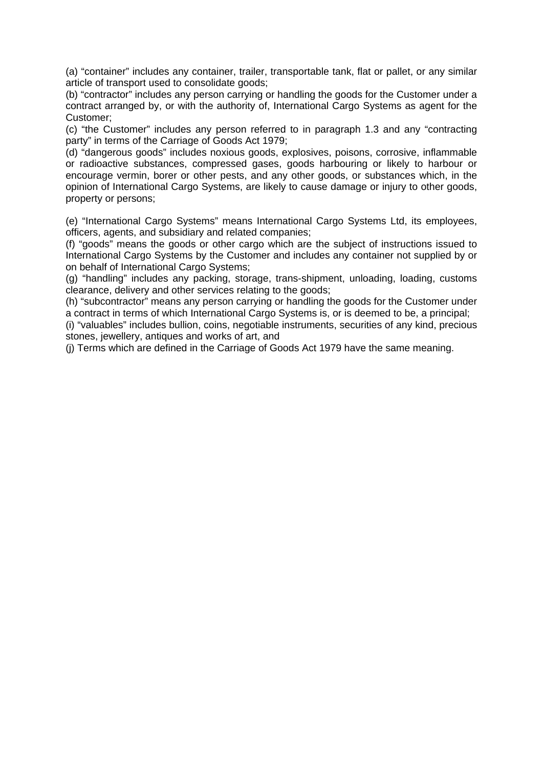(a) “container” includes any container, trailer, transportable tank, flat or pallet, or any similar article of transport used to consolidate goods;

(b) “contractor” includes any person carrying or handling the goods for the Customer under a contract arranged by, or with the authority of, International Cargo Systems as agent for the Customer;

(c) “the Customer” includes any person referred to in paragraph 1.3 and any “contracting party” in terms of the Carriage of Goods Act 1979;

(d) “dangerous goods” includes noxious goods, explosives, poisons, corrosive, inflammable or radioactive substances, compressed gases, goods harbouring or likely to harbour or encourage vermin, borer or other pests, and any other goods, or substances which, in the opinion of International Cargo Systems, are likely to cause damage or injury to other goods, property or persons;

(e) “International Cargo Systems” means International Cargo Systems Ltd, its employees, officers, agents, and subsidiary and related companies;

(f) “goods” means the goods or other cargo which are the subject of instructions issued to International Cargo Systems by the Customer and includes any container not supplied by or on behalf of International Cargo Systems;

(g) “handling” includes any packing, storage, trans-shipment, unloading, loading, customs clearance, delivery and other services relating to the goods;

(h) “subcontractor” means any person carrying or handling the goods for the Customer under a contract in terms of which International Cargo Systems is, or is deemed to be, a principal;

(i) “valuables” includes bullion, coins, negotiable instruments, securities of any kind, precious stones, jewellery, antiques and works of art, and

(j) Terms which are defined in the Carriage of Goods Act 1979 have the same meaning.